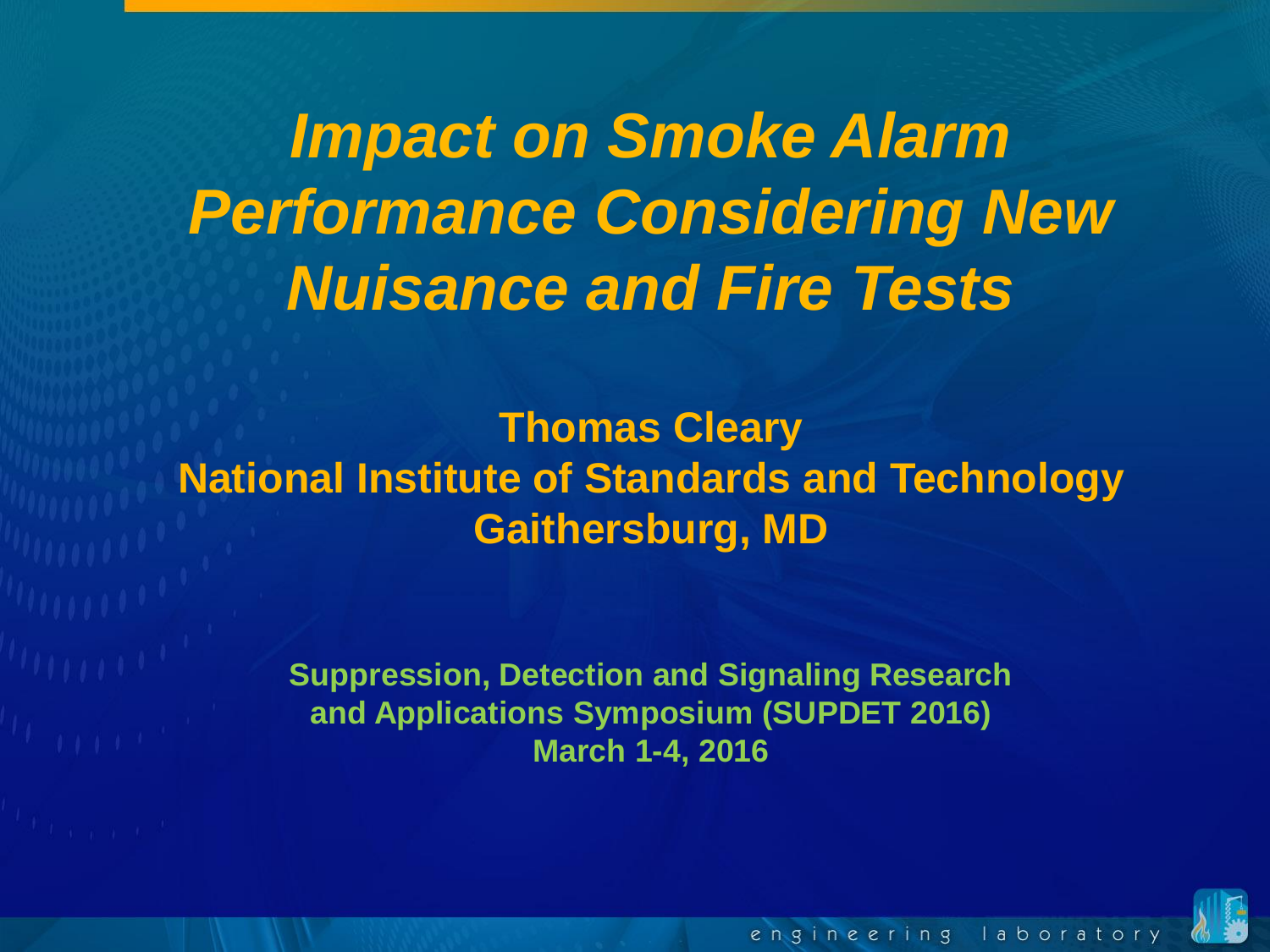# *Impact on Smoke Alarm Performance Considering New Nuisance and Fire Tests*

**Thomas Cleary**
**National Institute of Standards and Technology**
**Gaithersburg, MD**

**Suppression, Detection and Signaling Research and Applications Symposium (SUPDET 2016)**
**March 1-4, 2016**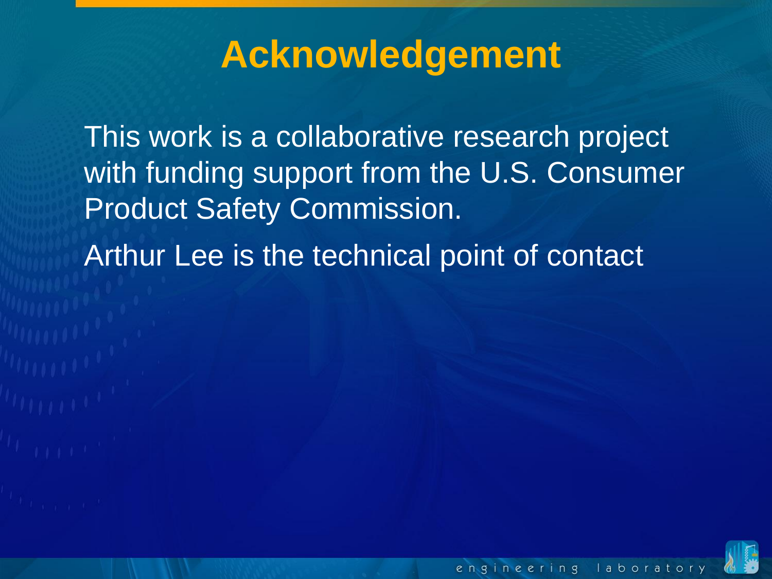# Acknowledgement

This work is a collaborative research project with funding support from the U.S. Consumer Product Safety Commission.

Arthur Lee is the technical point of contact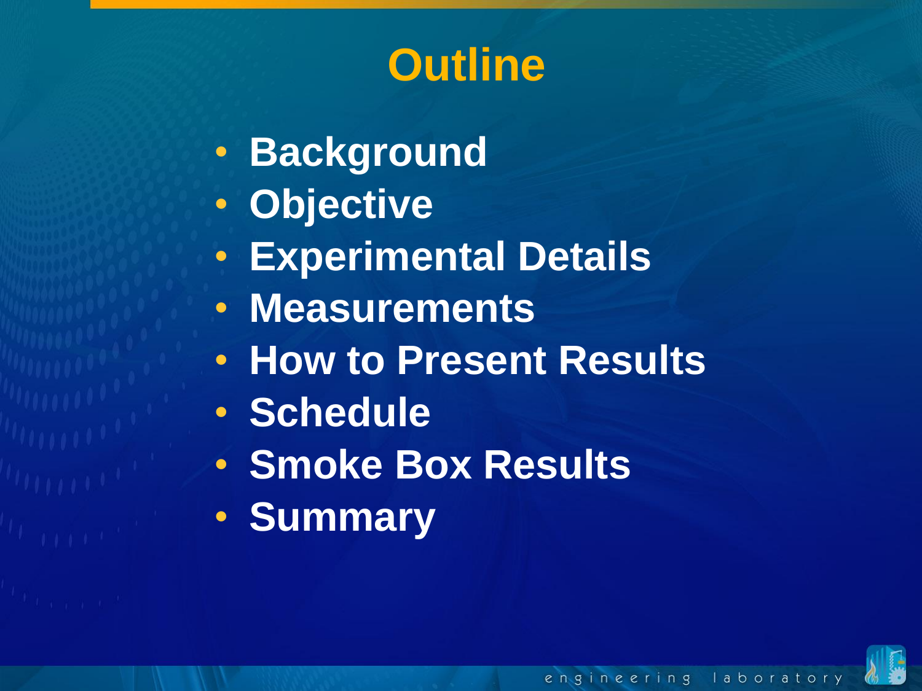# Outline

- Background
- Objective
- Experimental Details
- Measurements
- How to Present Results
- Schedule
- Smoke Box Results
- Summary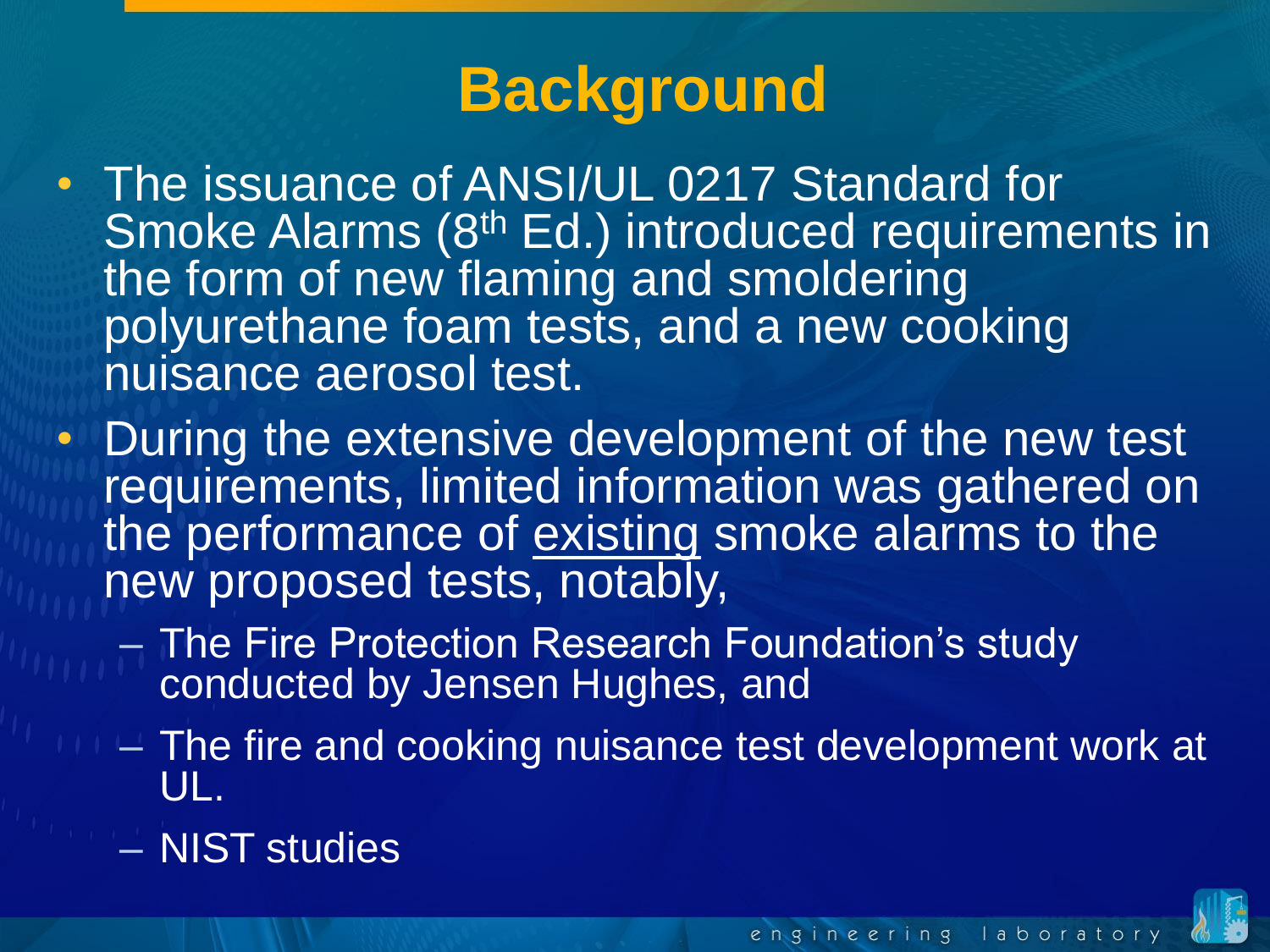# Background

- The issuance of ANSI/UL 0217 Standard for Smoke Alarms (8th Ed.) introduced requirements in the form of new flaming and smoldering polyurethane foam tests, and a new cooking nuisance aerosol test.
- During the extensive development of the new test requirements, limited information was gathered on the performance of existing smoke alarms to the new proposed tests, notably,
  - The Fire Protection Research Foundation's study conducted by Jensen Hughes, and
  - The fire and cooking nuisance test development work at UL.
  - NIST studies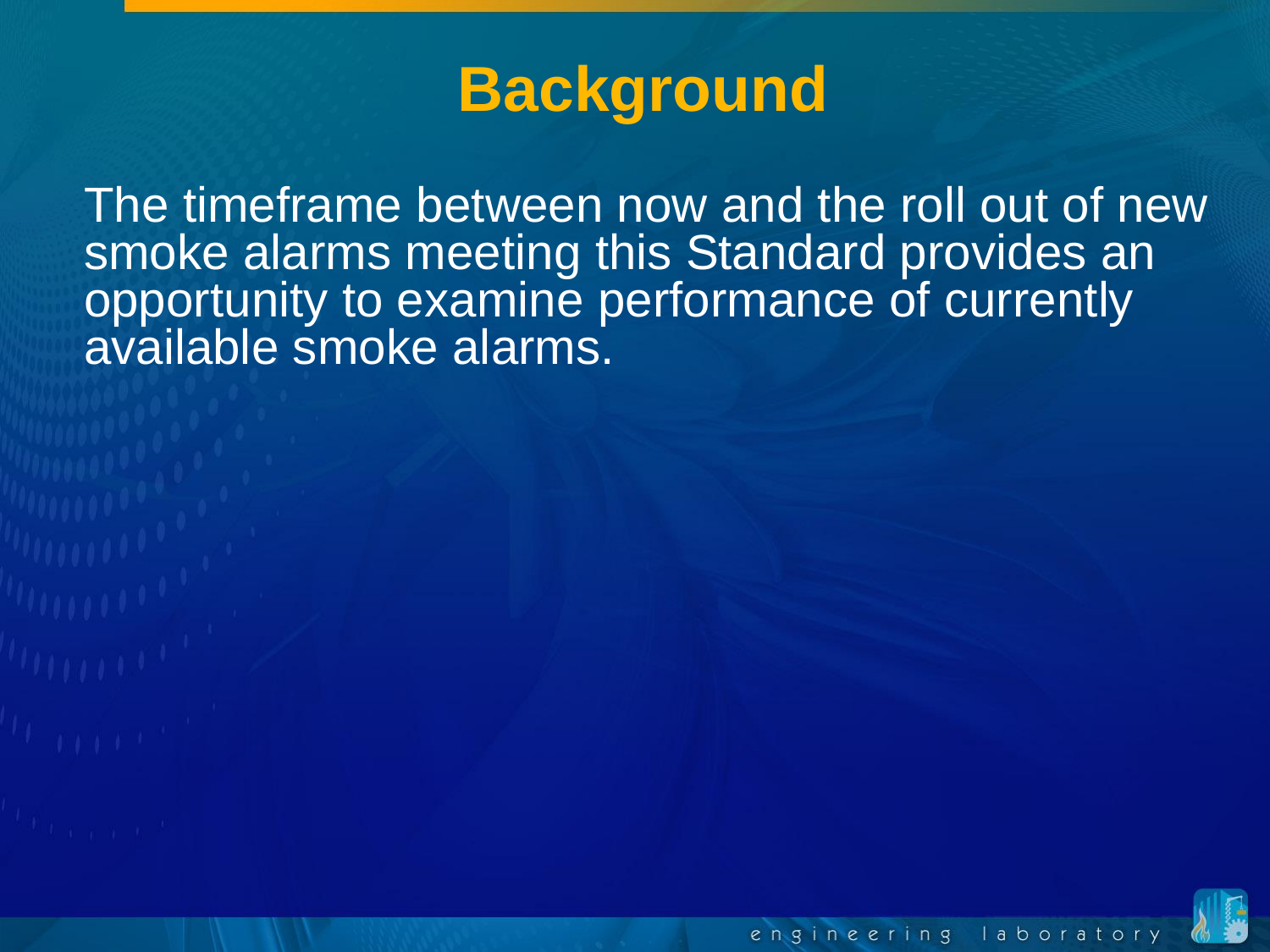# Background

The timeframe between now and the roll out of new smoke alarms meeting this Standard provides an opportunity to examine performance of currently available smoke alarms.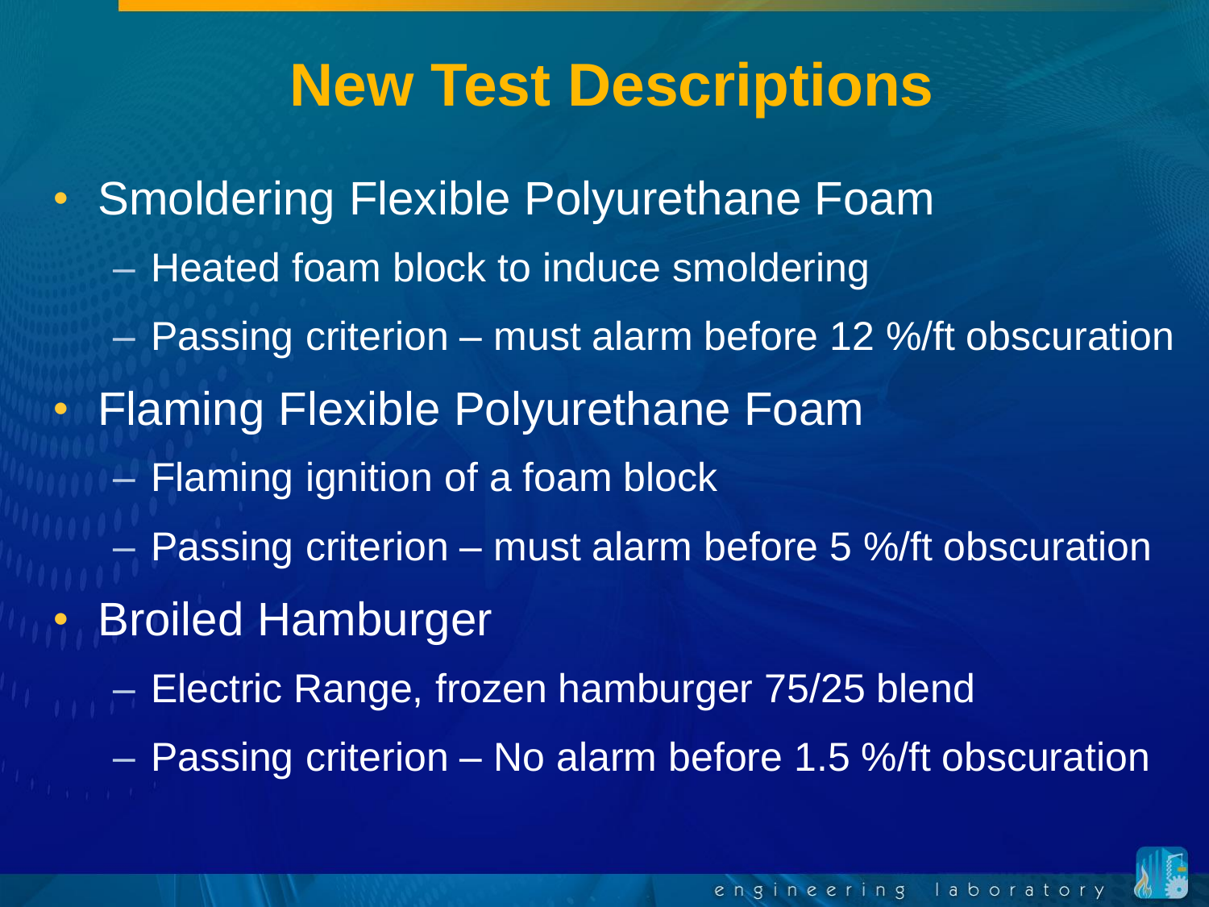# New Test Descriptions

- Smoldering Flexible Polyurethane Foam
  - Heated foam block to induce smoldering
  - Passing criterion – must alarm before 12 %/ft obscuration
- Flaming Flexible Polyurethane Foam
  - Flaming ignition of a foam block
  - Passing criterion – must alarm before 5 %/ft obscuration
- Broiled Hamburger
  - Electric Range, frozen hamburger 75/25 blend
  - Passing criterion – No alarm before 1.5 %/ft obscuration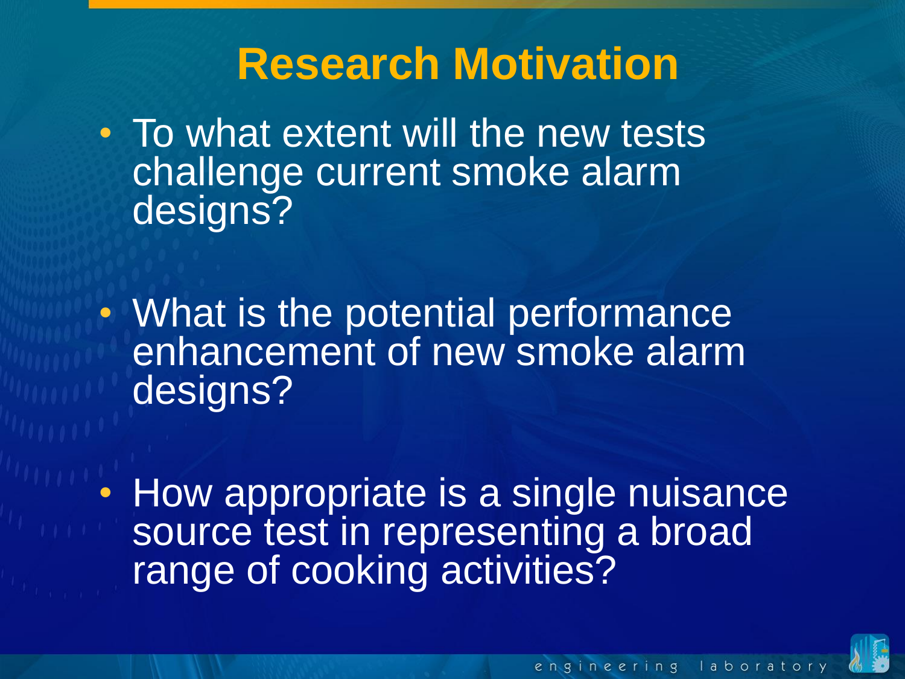# Research Motivation

- To what extent will the new tests challenge current smoke alarm designs?
- What is the potential performance enhancement of new smoke alarm designs?
- How appropriate is a single nuisance source test in representing a broad range of cooking activities?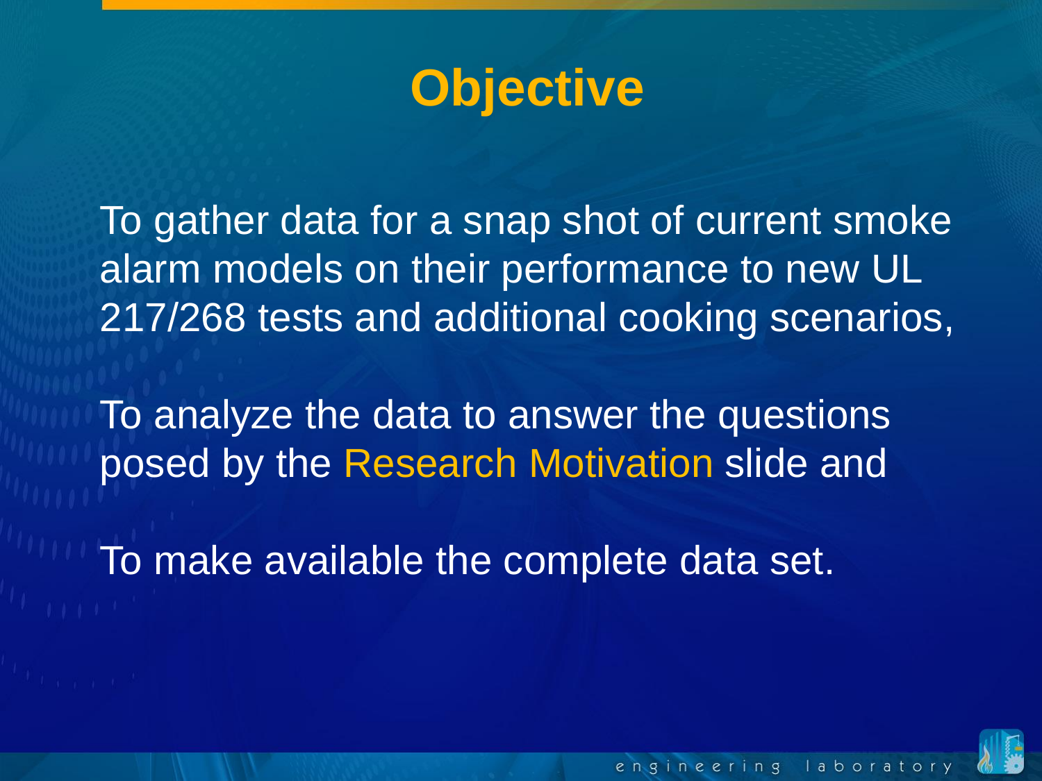# Objective

To gather data for a snap shot of current smoke alarm models on their performance to new UL 217/268 tests and additional cooking scenarios,

To analyze the data to answer the questions posed by the Research Motivation slide and

To make available the complete data set.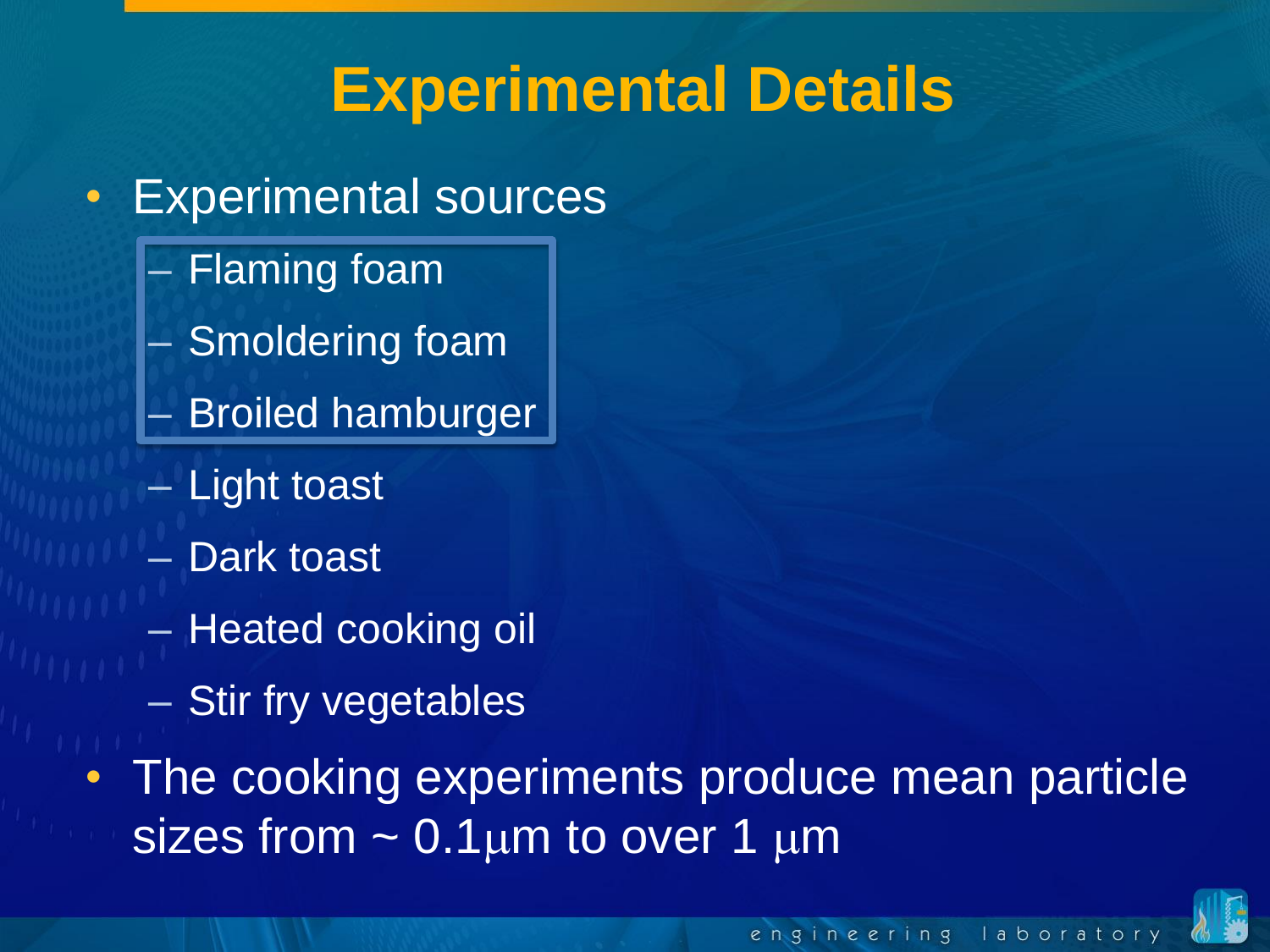# Experimental Details

- Experimental sources
  - Flaming foam
  - Smoldering foam
  - Broiled hamburger
  - Light toast
  - Dark toast
  - Heated cooking oil
  - Stir fry vegetables
- The cooking experiments produce mean particle sizes from ~ 0.1μm to over 1 μm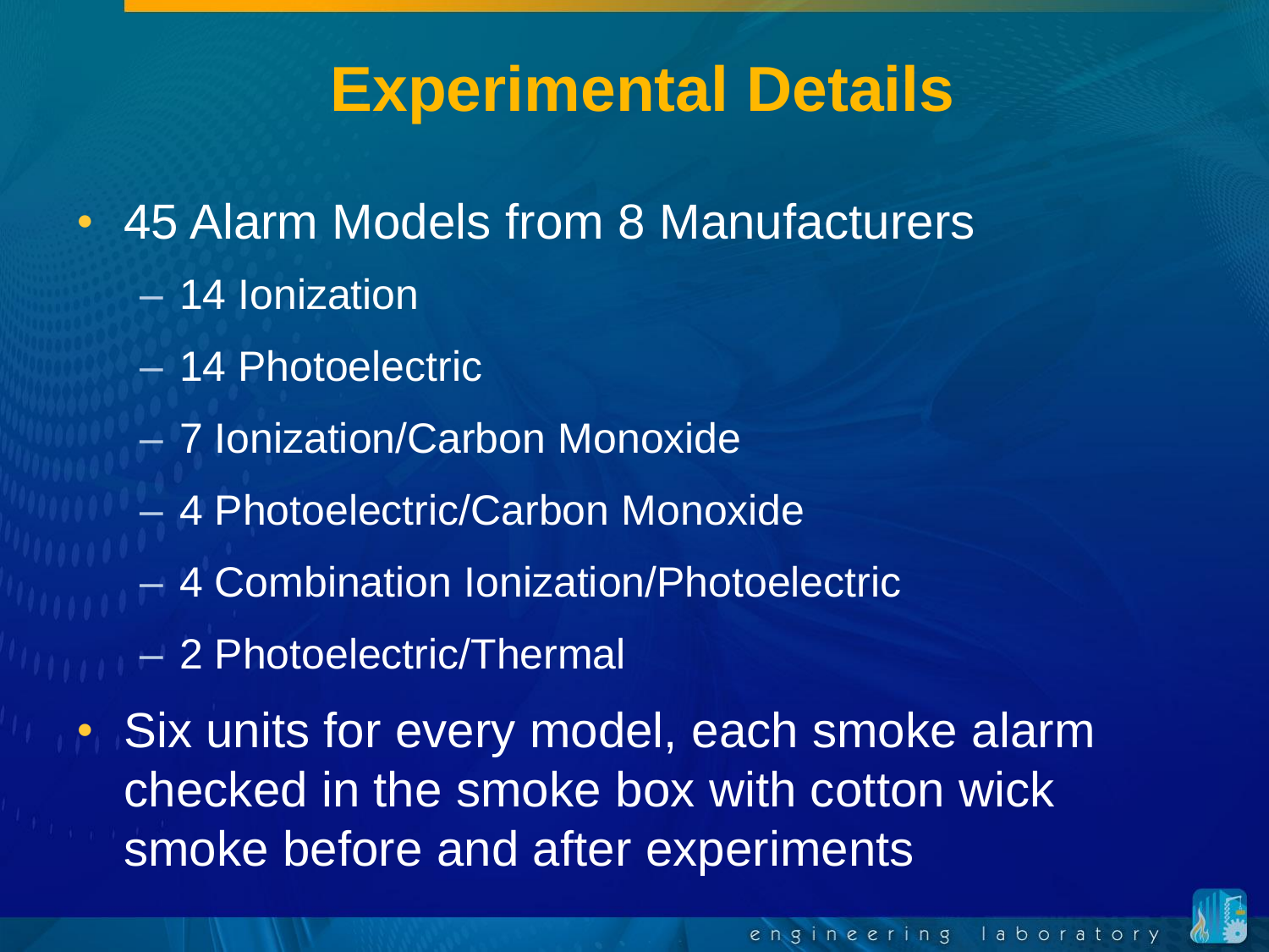# Experimental Details

- 45 Alarm Models from 8 Manufacturers
  - 14 Ionization
  - 14 Photoelectric
  - 7 Ionization/Carbon Monoxide
  - 4 Photoelectric/Carbon Monoxide
  - 4 Combination Ionization/Photoelectric
  - 2 Photoelectric/Thermal
- Six units for every model, each smoke alarm checked in the smoke box with cotton wick smoke before and after experiments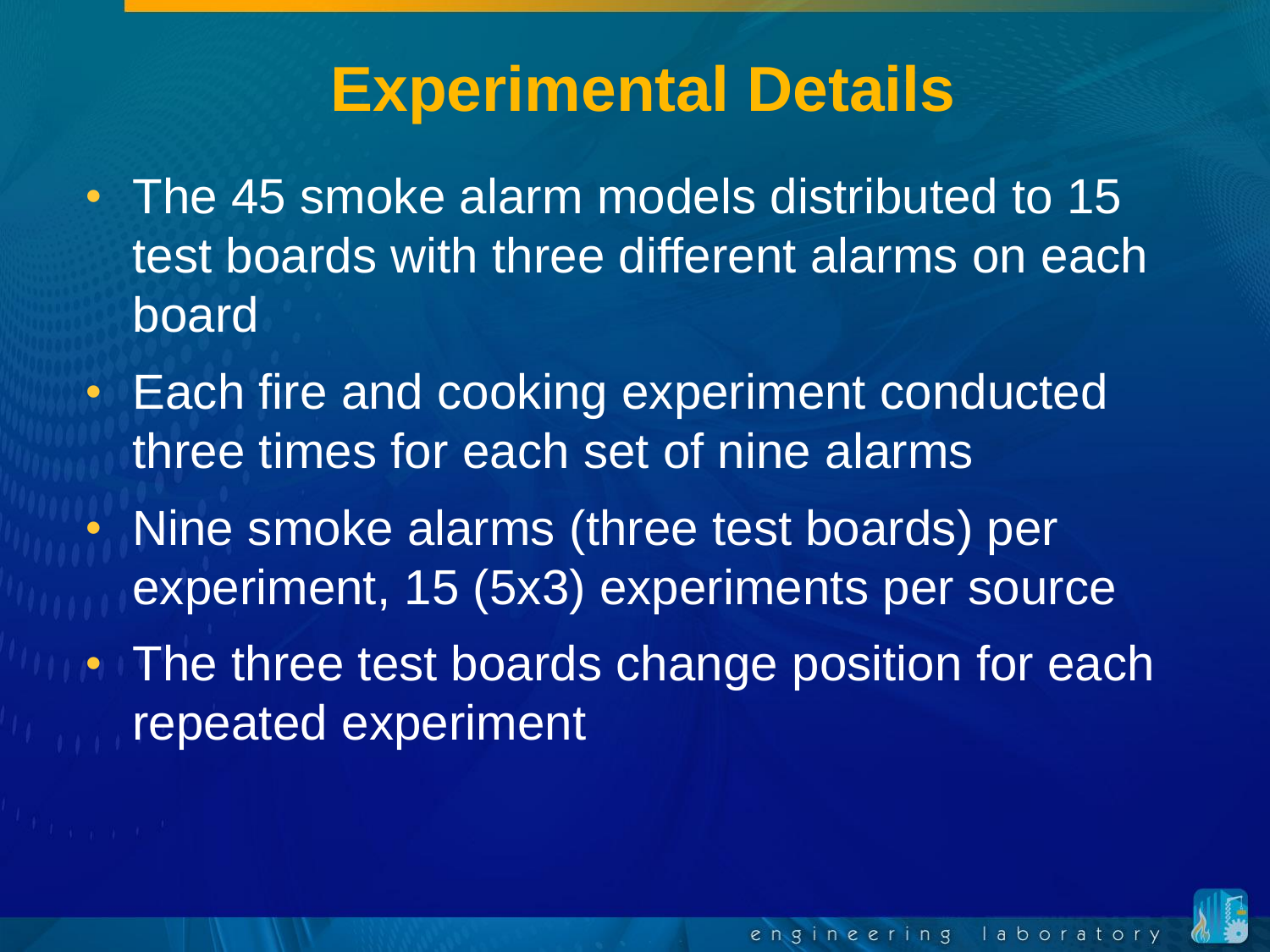# Experimental Details

- The 45 smoke alarm models distributed to 15 test boards with three different alarms on each board
- Each fire and cooking experiment conducted three times for each set of nine alarms
- Nine smoke alarms (three test boards) per experiment, 15 (5x3) experiments per source
- The three test boards change position for each repeated experiment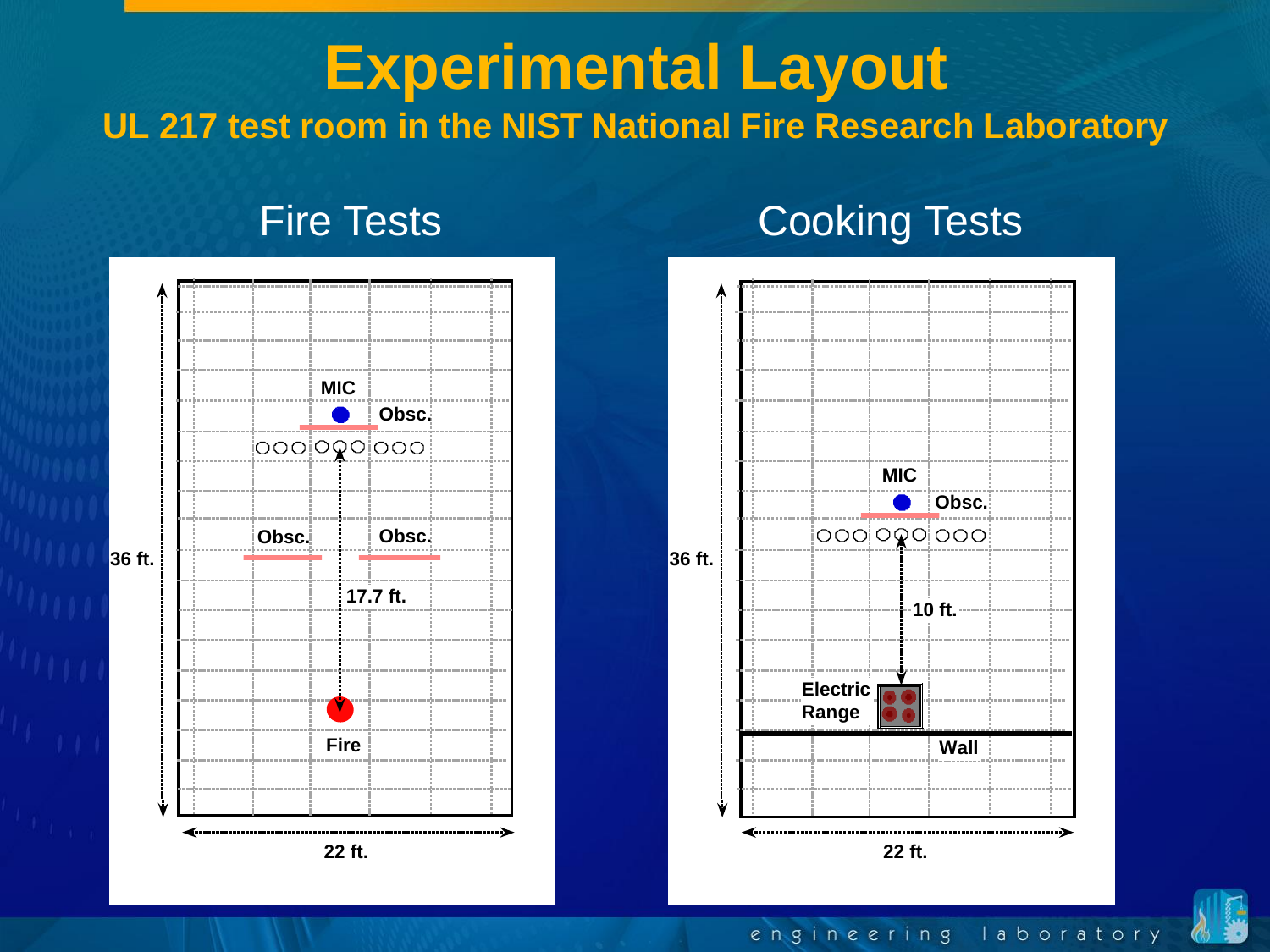# Experimental Layout

## UL 217 test room in the NIST National Fire Research Laboratory

### Fire Tests

MIC

Obsc.

Obsc.

Obsc.

36 ft.

17.7 ft.

Fire

22 ft.

### Cooking Tests

MIC

Obsc.

36 ft.

10 ft.

Electric Range

Wall

22 ft.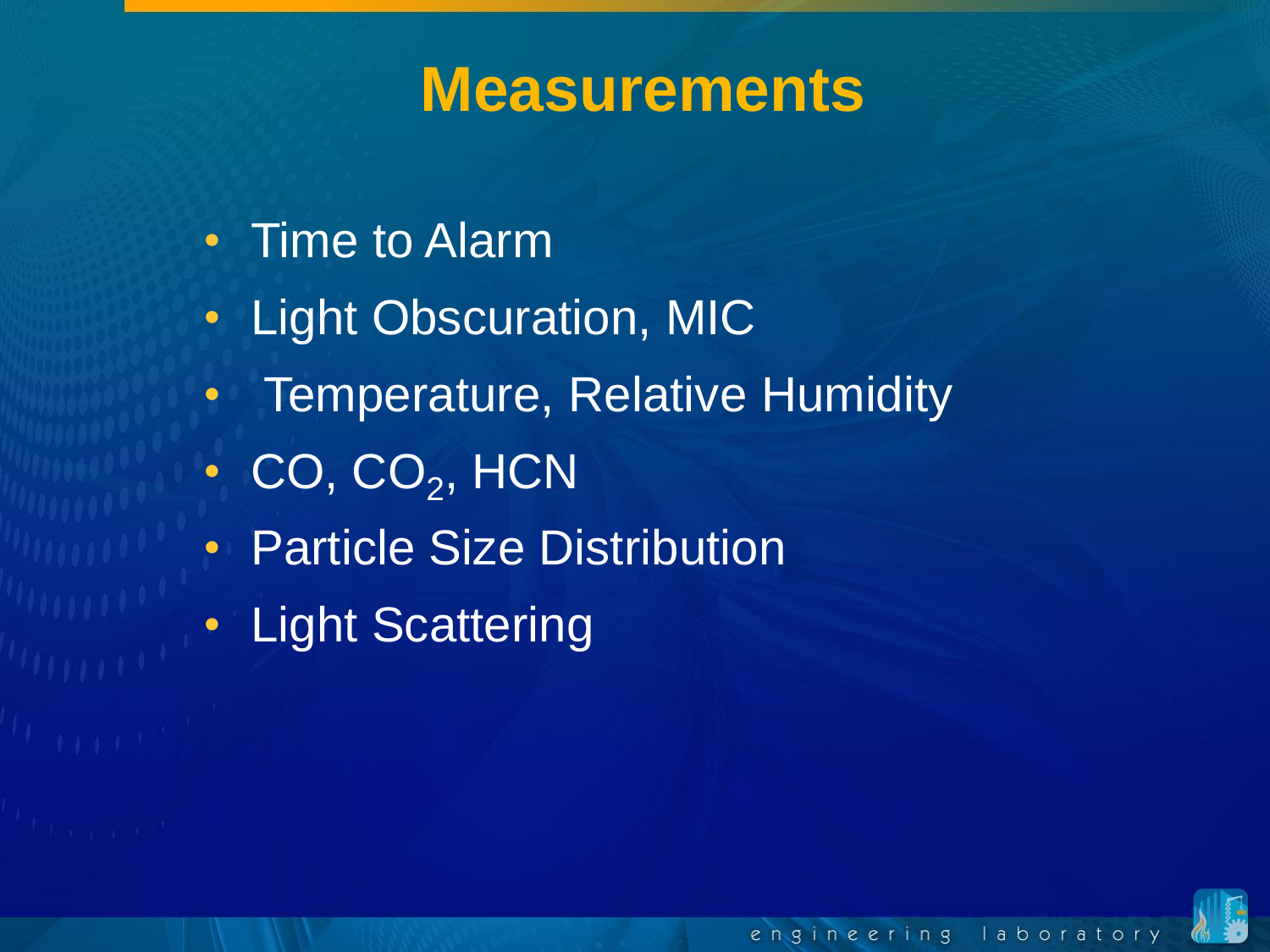# Measurements

- Time to Alarm
- Light Obscuration, MIC
- Temperature, Relative Humidity
- CO, $CO_2$, HCN
- Particle Size Distribution
- Light Scattering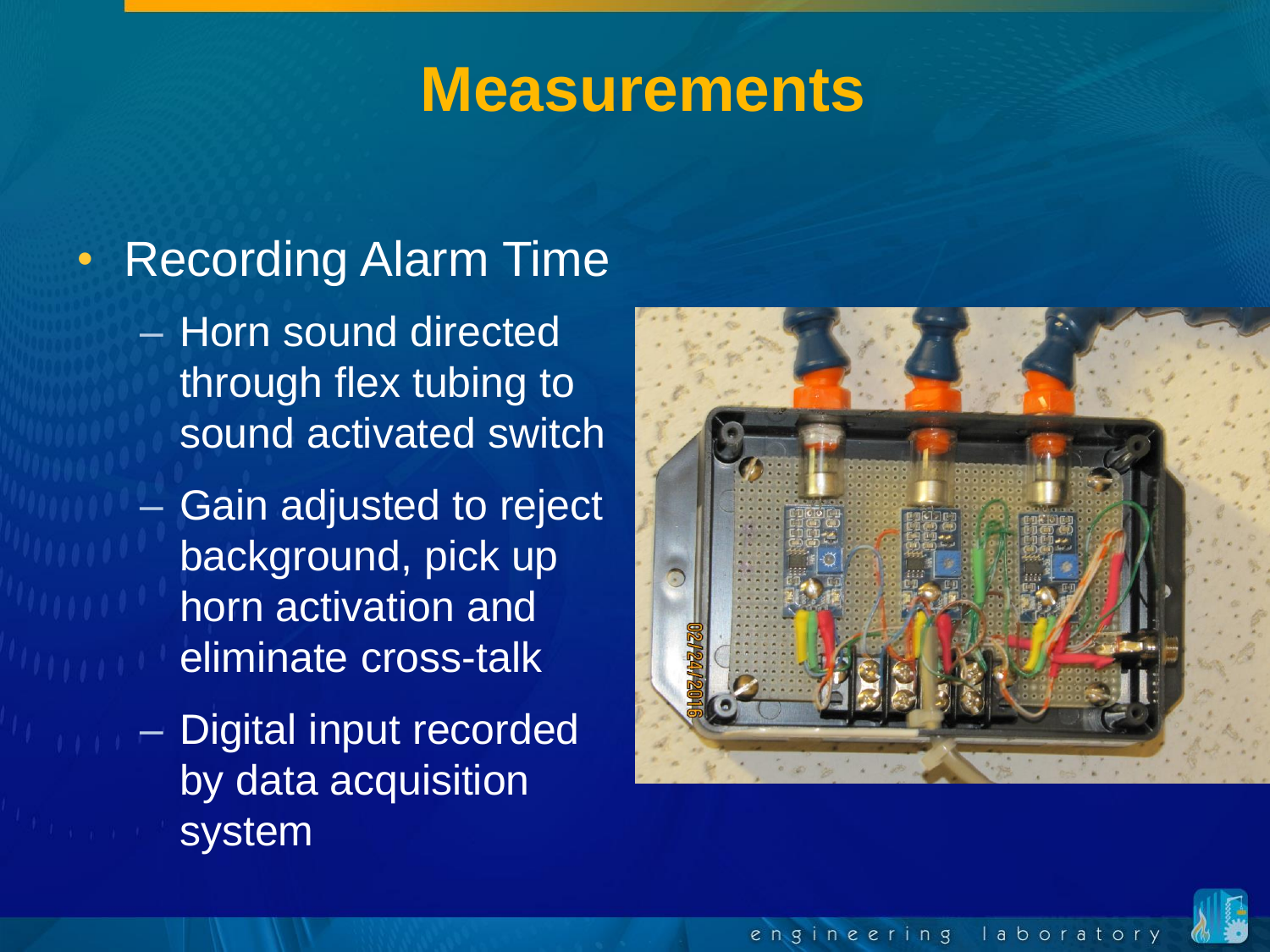# Measurements

- Recording Alarm Time
  - Horn sound directed through flex tubing to sound activated switch
  - Gain adjusted to reject background, pick up horn activation and eliminate cross-talk
  - Digital input recorded by data acquisition system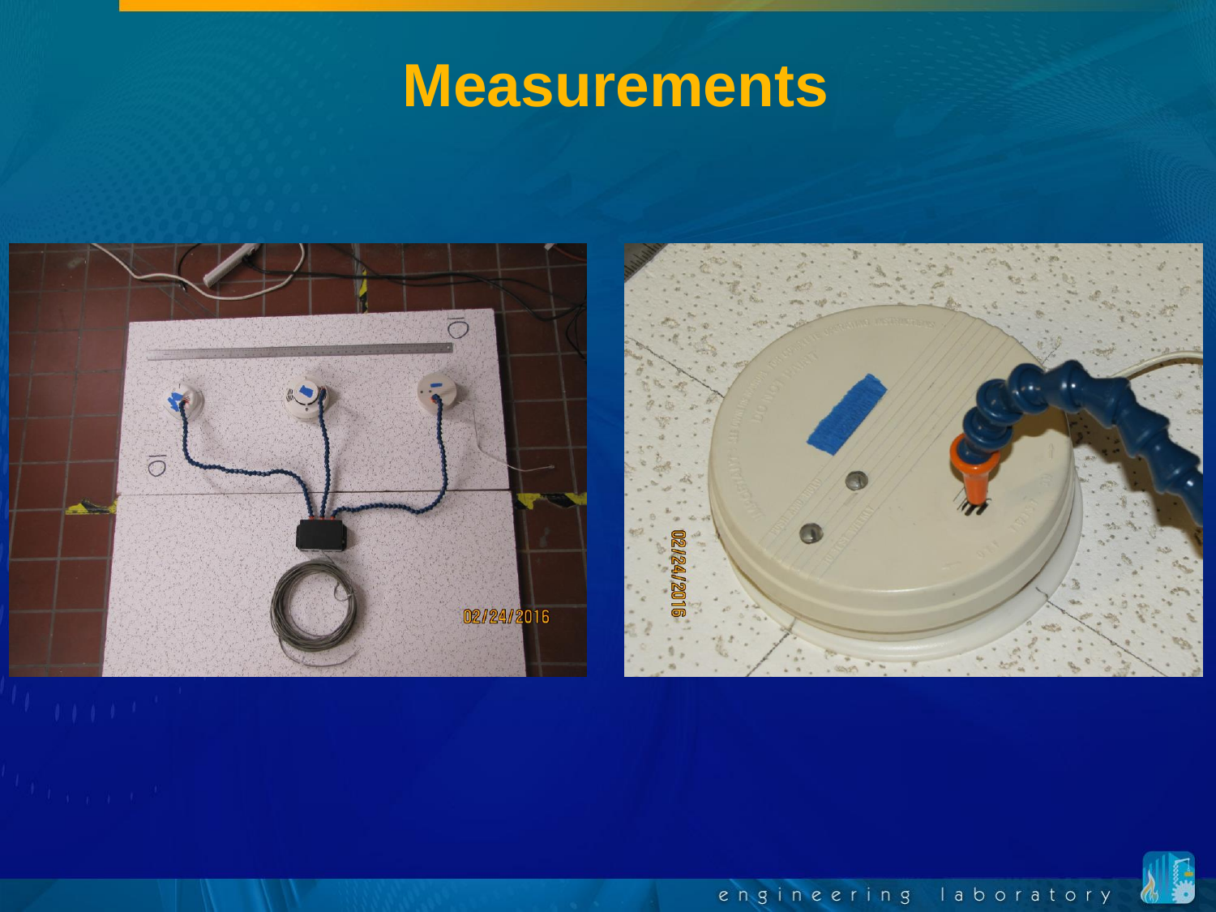# Measurements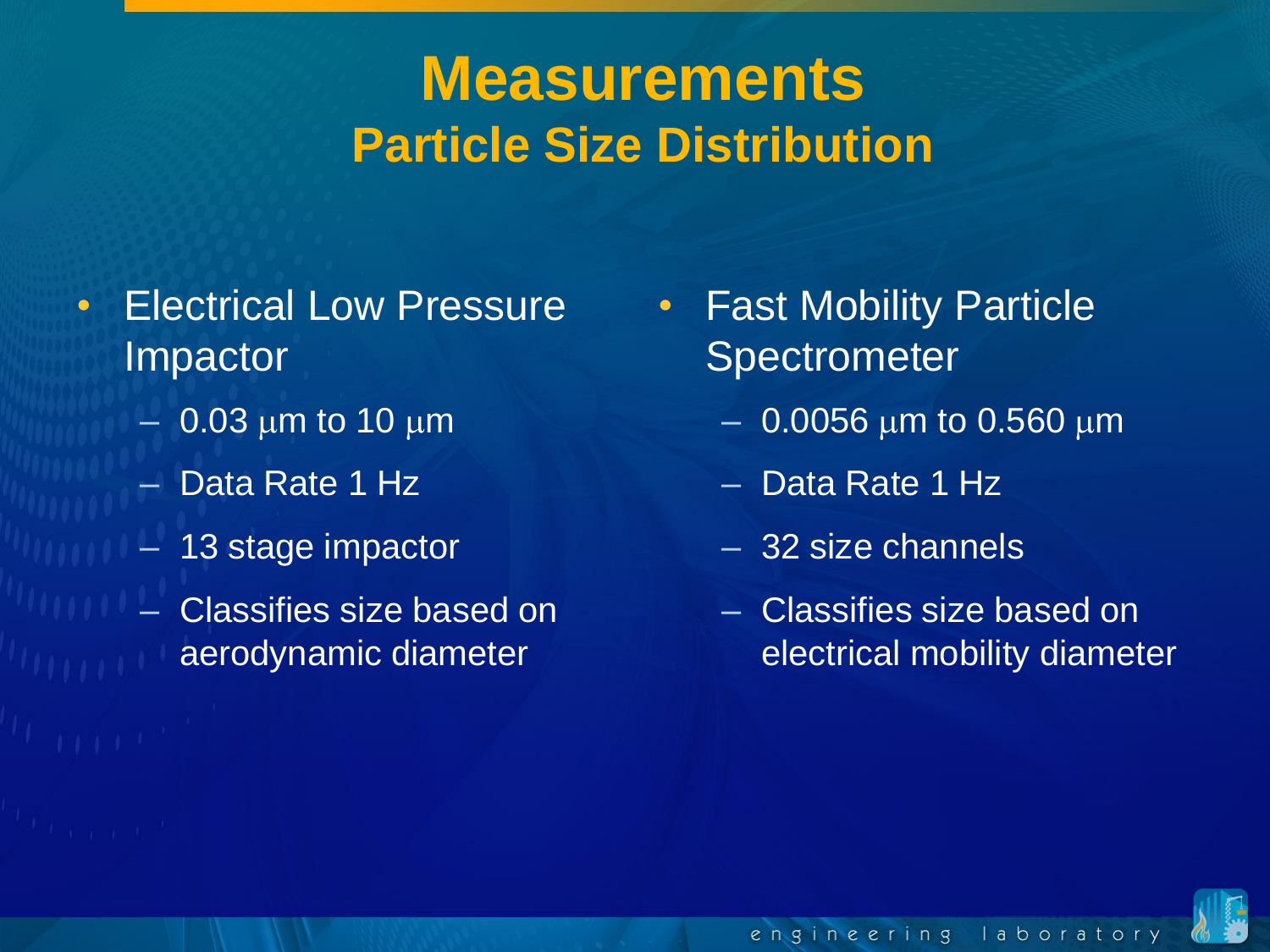# Measurements

## Particle Size Distribution

- Electrical Low Pressure Impactor
  - 0.03 μm to 10 μm
  - Data Rate 1 Hz
  - 13 stage impactor
  - Classifies size based on aerodynamic diameter
- Fast Mobility Particle Spectrometer
  - 0.0056 μm to 0.560 μm
  - Data Rate 1 Hz
  - 32 size channels
  - Classifies size based on electrical mobility diameter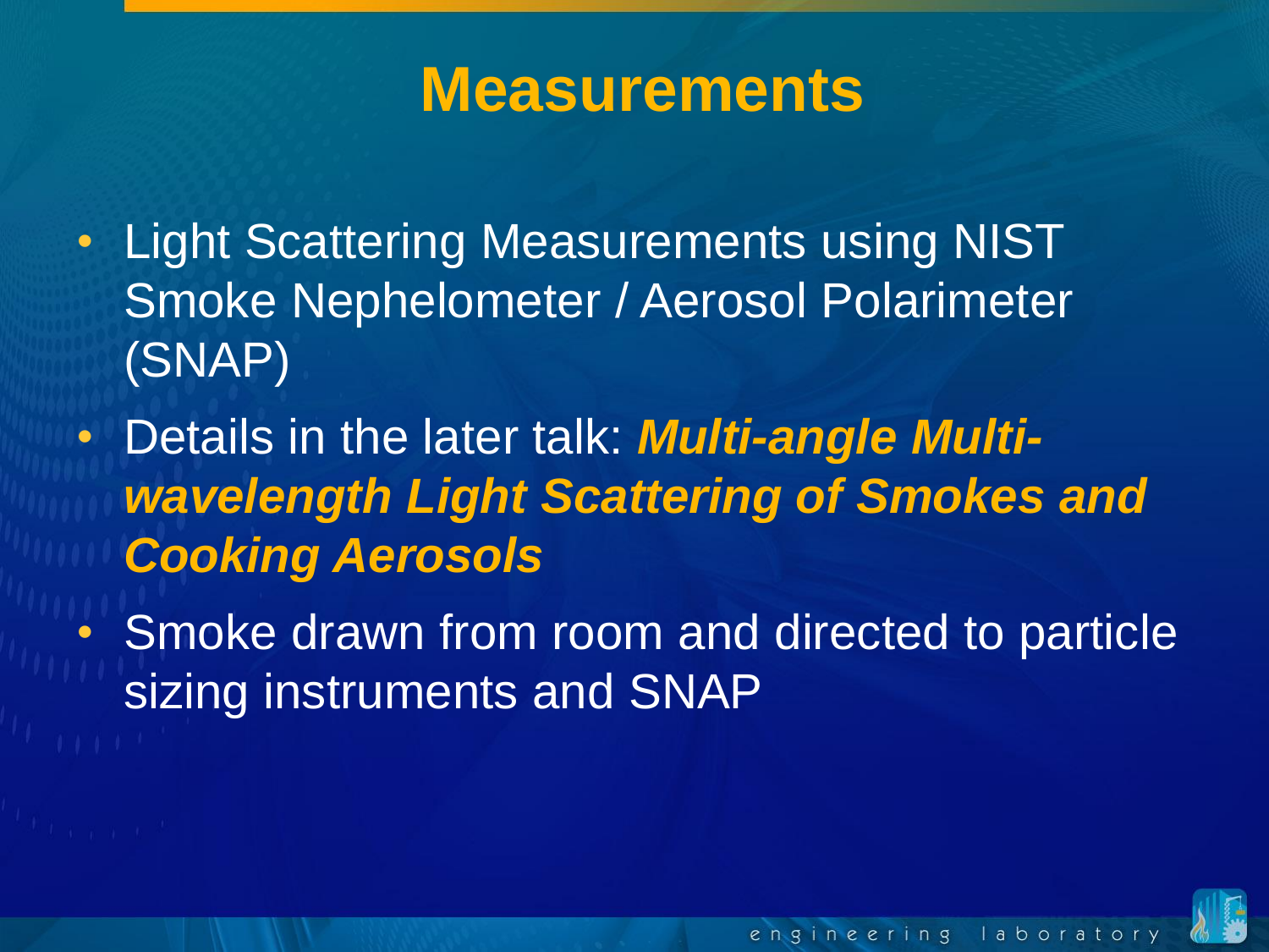# Measurements

- Light Scattering Measurements using NIST Smoke Nephelometer / Aerosol Polarimeter (SNAP)
- Details in the later talk: ***Multi-angle Multi-wavelength Light Scattering of Smokes and Cooking Aerosols***
- Smoke drawn from room and directed to particle sizing instruments and SNAP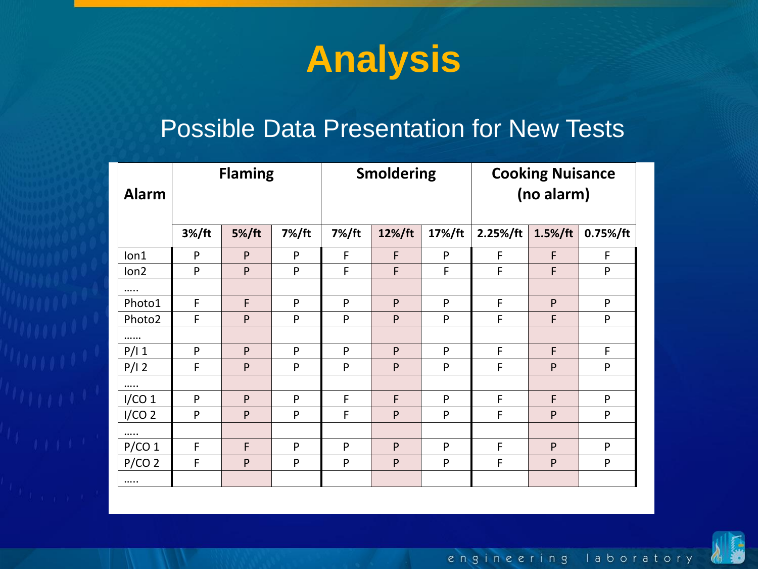# Analysis

## Possible Data Presentation for New Tests

| Alarm | Flaming | | | Smoldering | | | Cooking Nuisance (no alarm) | | |
|---|---|---|---|---|---|---|---|---|---|
| | 3%/ft | 5%/ft | 7%/ft | 7%/ft | 12%/ft | 17%/ft | 2.25%/ft | 1.5%/ft | 0.75%/ft |
| Ion1 | P | P | P | F | F | P | F | F | F |
| Ion2 | P | P | P | F | F | F | F | F | P |
| ..... | | | | | | | | | |
| Photo1 | F | F | P | P | P | P | F | P | P |
| Photo2 | F | P | P | P | P | P | F | F | P |
| ...... | | | | | | | | | |
| P/I 1 | P | P | P | P | P | P | F | F | F |
| P/I 2 | F | P | P | P | P | P | F | P | P |
| ..... | | | | | | | | | |
| I/CO 1 | P | P | P | F | F | P | F | F | P |
| I/CO 2 | P | P | P | F | P | P | F | P | P |
| ..... | | | | | | | | | |
| P/CO 1 | F | F | P | P | P | P | F | P | P |
| P/CO 2 | F | P | P | P | P | P | F | P | P |
| ..... | | | | | | | | | |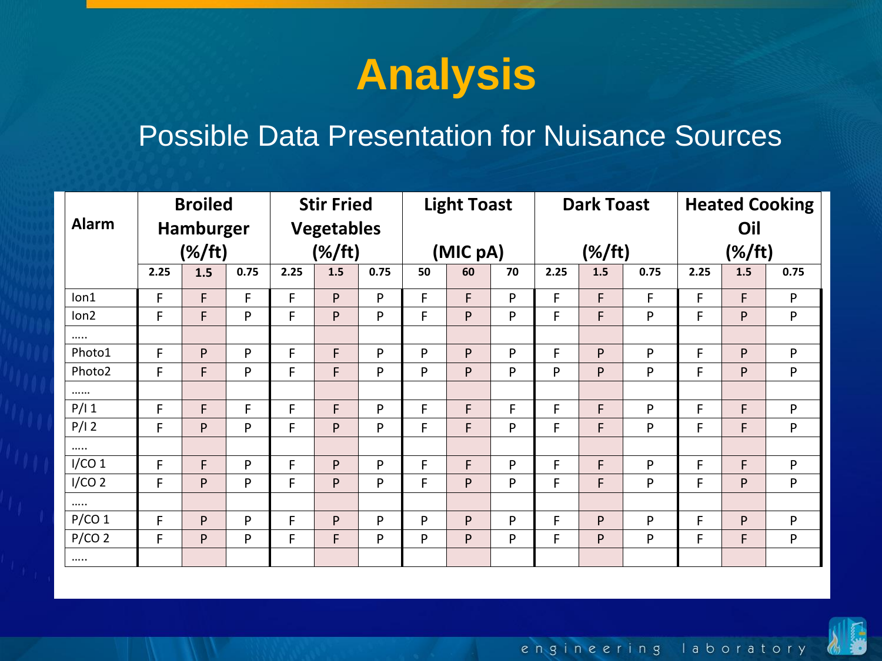# Analysis

## Possible Data Presentation for Nuisance Sources

| Alarm | Broiled Hamburger (%/ft) | | | Stir Fried Vegetables (%/ft) | | | Light Toast (MIC pA) | | | Dark Toast (%/ft) | | | Heated Cooking Oil (%/ft) | | |
|---|---|---|---|---|---|---|---|---|---|---|---|---|---|---|---|
| | 2.25 | 1.5 | 0.75 | 2.25 | 1.5 | 0.75 | 50 | 60 | 70 | 2.25 | 1.5 | 0.75 | 2.25 | 1.5 | 0.75 |
| Ion1 | F | F | F | F | P | P | F | F | P | F | F | F | F | F | P |
| Ion2 | F | F | P | F | P | P | F | P | P | F | F | P | F | P | P |
| ..... | | | | | | | | | | | | | | | |
| Photo1 | F | P | P | F | F | P | P | P | P | F | P | P | F | P | P |
| Photo2 | F | F | P | F | F | P | P | P | P | P | P | P | F | P | P |
| ...... | | | | | | | | | | | | | | | |
| P/I 1 | F | F | F | F | F | P | F | F | F | F | F | P | F | F | P |
| P/I 2 | F | P | P | F | P | P | F | F | P | F | F | P | F | F | P |
| ..... | | | | | | | | | | | | | | | |
| I/CO 1 | F | F | P | F | P | P | F | F | P | F | F | P | F | F | P |
| I/CO 2 | F | P | P | F | P | P | F | P | P | F | F | P | F | P | P |
| ..... | | | | | | | | | | | | | | | |
| P/CO 1 | F | P | P | F | P | P | P | P | P | F | P | P | F | P | P |
| P/CO 2 | F | P | P | F | F | P | P | P | P | F | P | P | F | F | P |
| ..... | | | | | | | | | | | | | | | |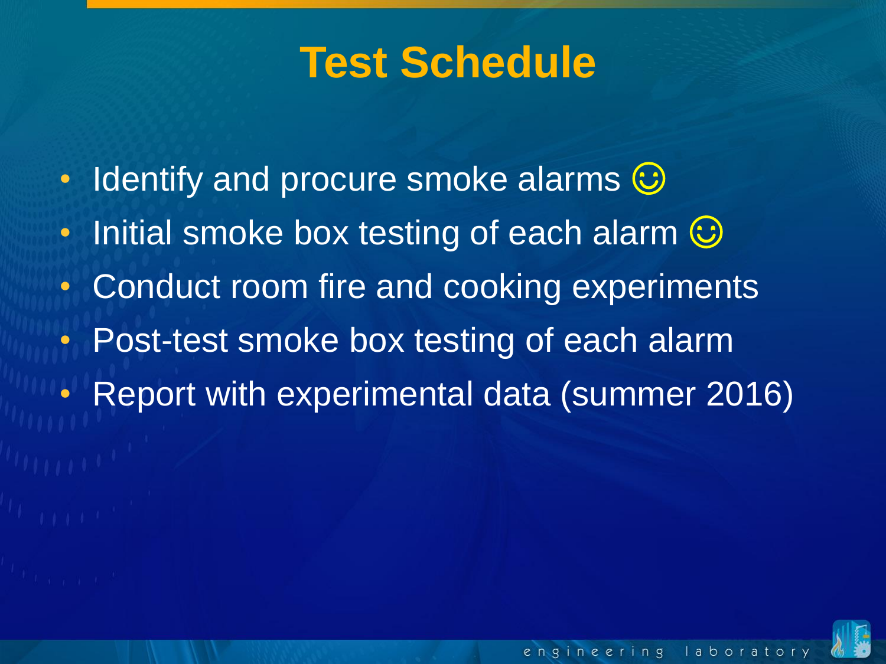# Test Schedule

- Identify and procure smoke alarms ☺
- Initial smoke box testing of each alarm ☺
- Conduct room fire and cooking experiments
- Post-test smoke box testing of each alarm
- Report with experimental data (summer 2016)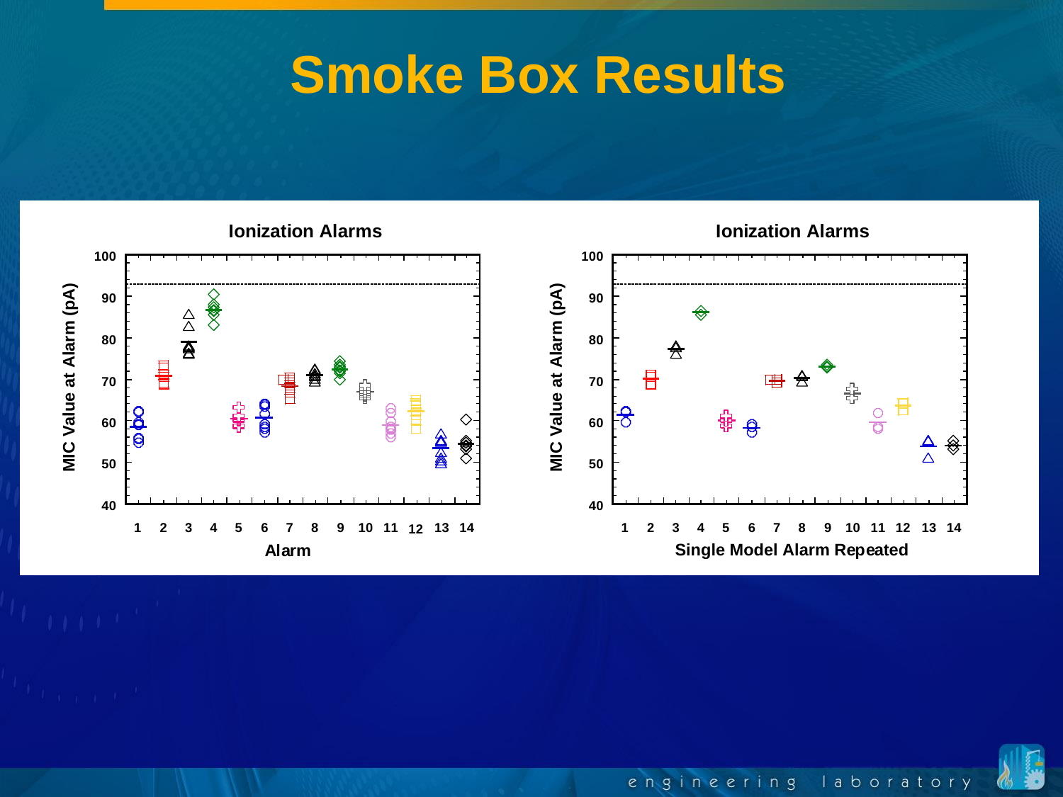# Smoke Box Results

**Ionization Alarms**

MIC Value at Alarm (pA) vs. Alarm (1–14)

**Ionization Alarms**

MIC Value at Alarm (pA) vs. Single Model Alarm Repeated (1–14)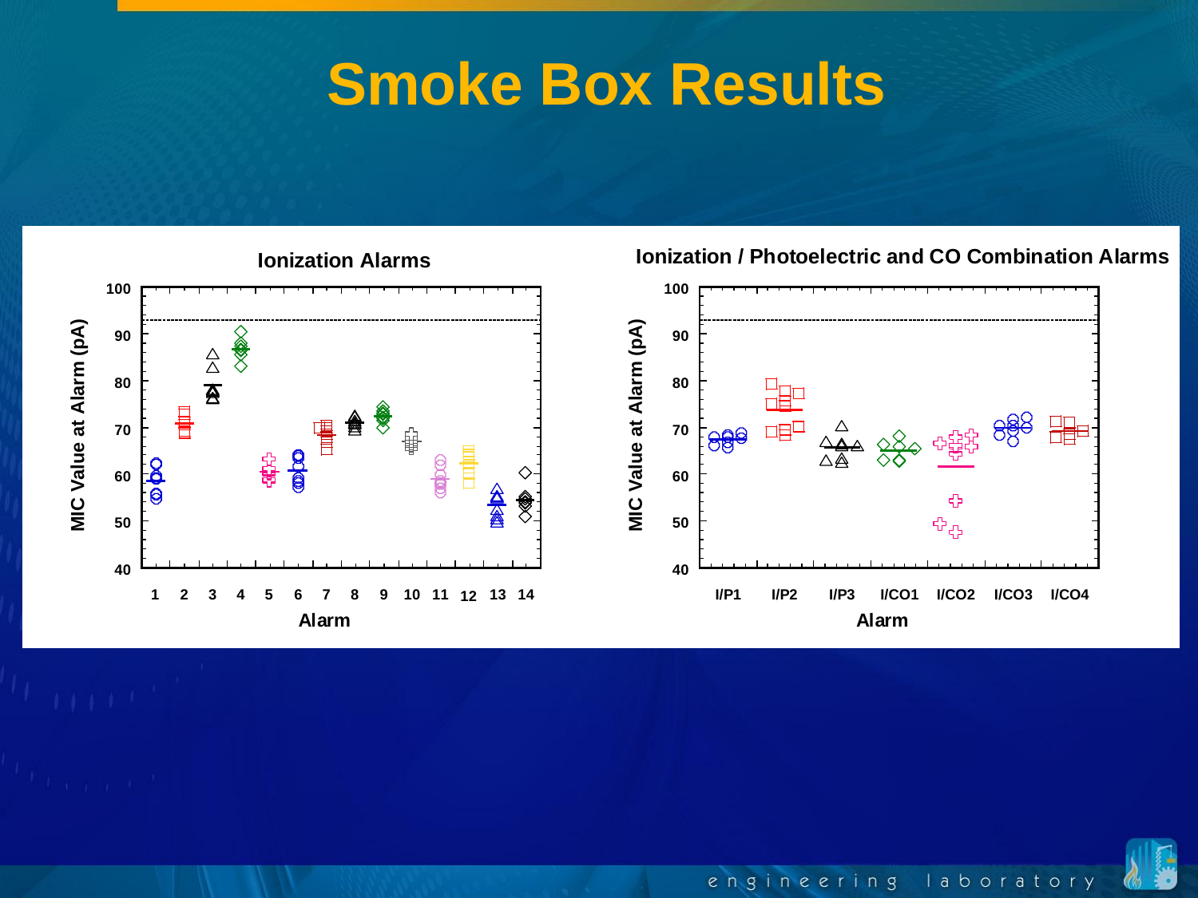# Smoke Box Results

**Ionization Alarms**

MIC Value at Alarm (pA)

100, 90, 80, 70, 60, 50, 40

1 2 3 4 5 6 7 8 9 10 11 12 13 14

Alarm

**Ionization / Photoelectric and CO Combination Alarms**

MIC Value at Alarm (pA)

100, 90, 80, 70, 60, 50, 40

I/P1 I/P2 I/P3 I/CO1 I/CO2 I/CO3 I/CO4

Alarm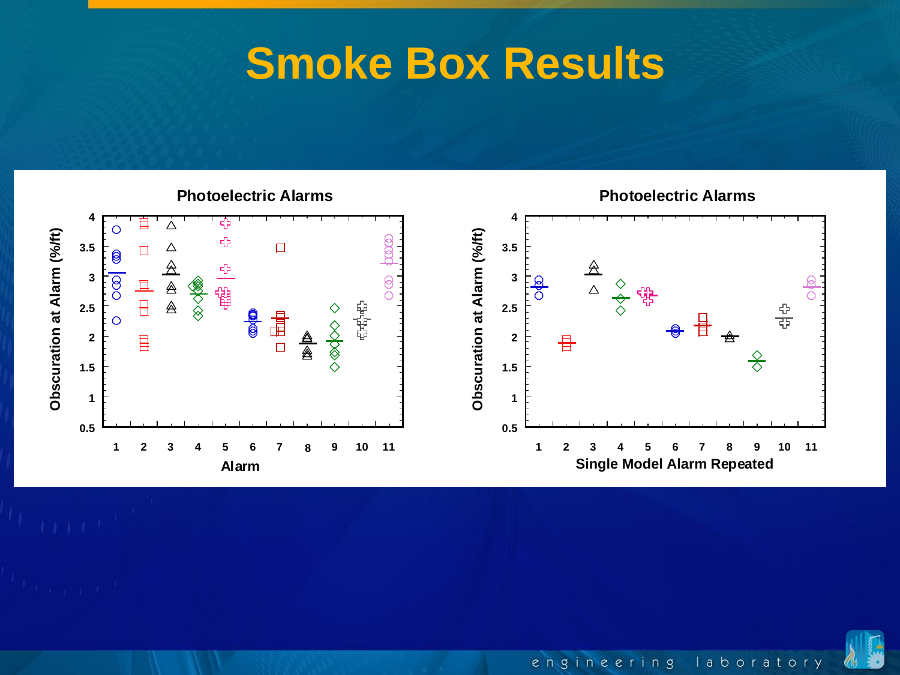# Smoke Box Results

**Photoelectric Alarms**

Obscuration at Alarm (%/ft)

Alarm

**Photoelectric Alarms**

Obscuration at Alarm (%/ft)

Single Model Alarm Repeated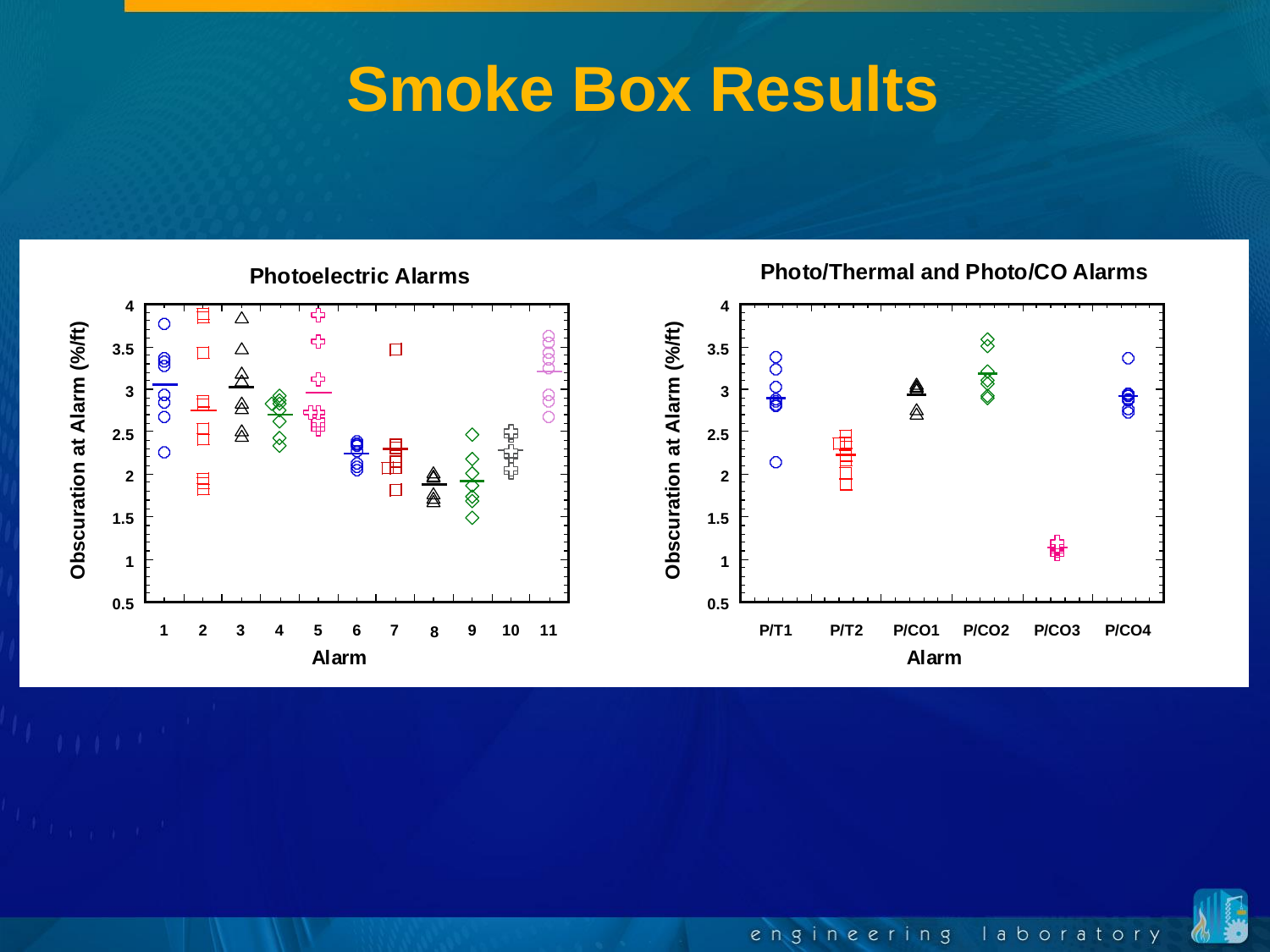# Smoke Box Results

**Photoelectric Alarms**

Obscuration at Alarm (%/ft)

Alarm: 1, 2, 3, 4, 5, 6, 7, 8, 9, 10, 11

**Photo/Thermal and Photo/CO Alarms**

Obscuration at Alarm (%/ft)

Alarm: P/T1, P/T2, P/CO1, P/CO2, P/CO3, P/CO4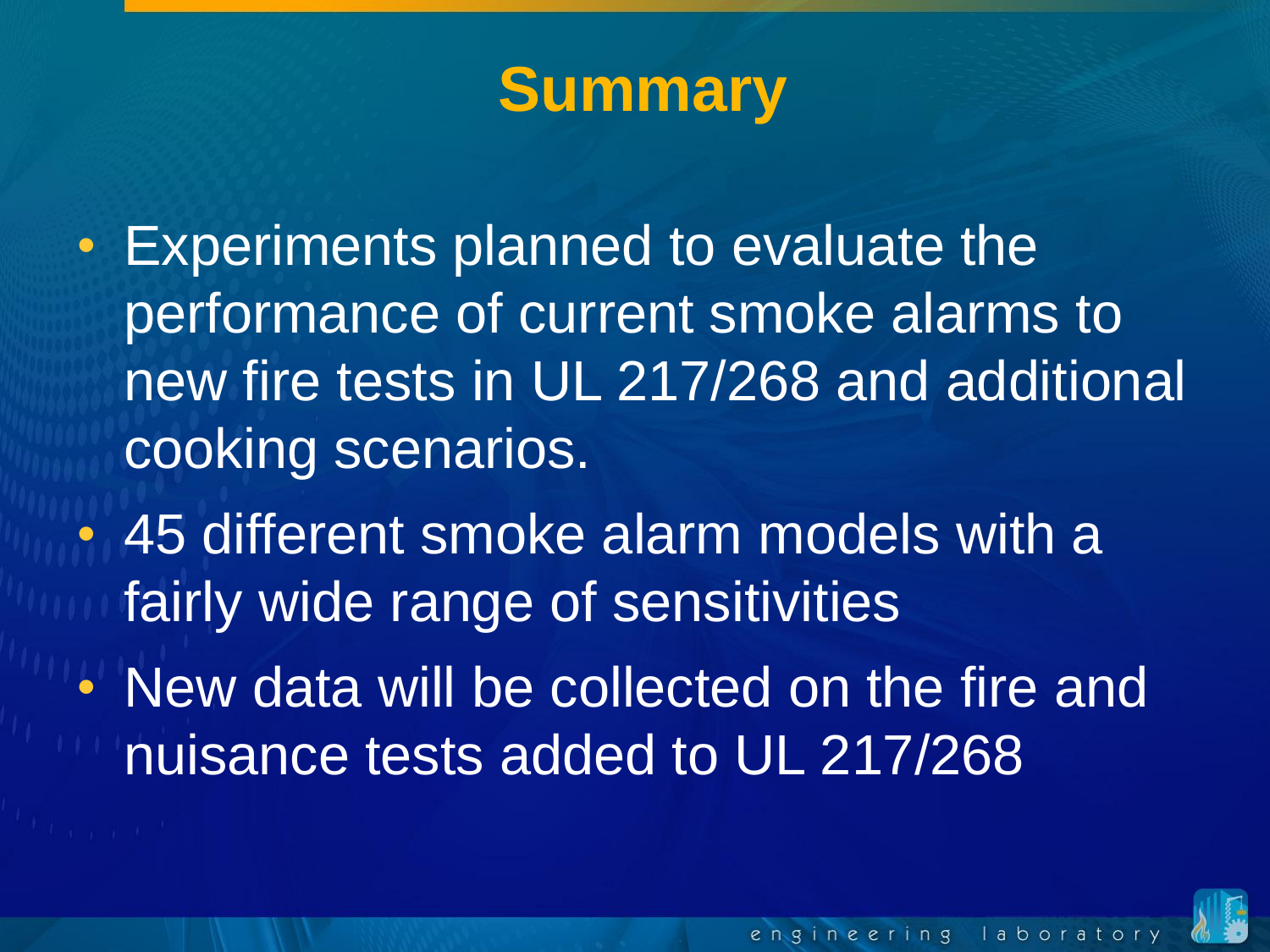# Summary

- Experiments planned to evaluate the performance of current smoke alarms to new fire tests in UL 217/268 and additional cooking scenarios.
- 45 different smoke alarm models with a fairly wide range of sensitivities
- New data will be collected on the fire and nuisance tests added to UL 217/268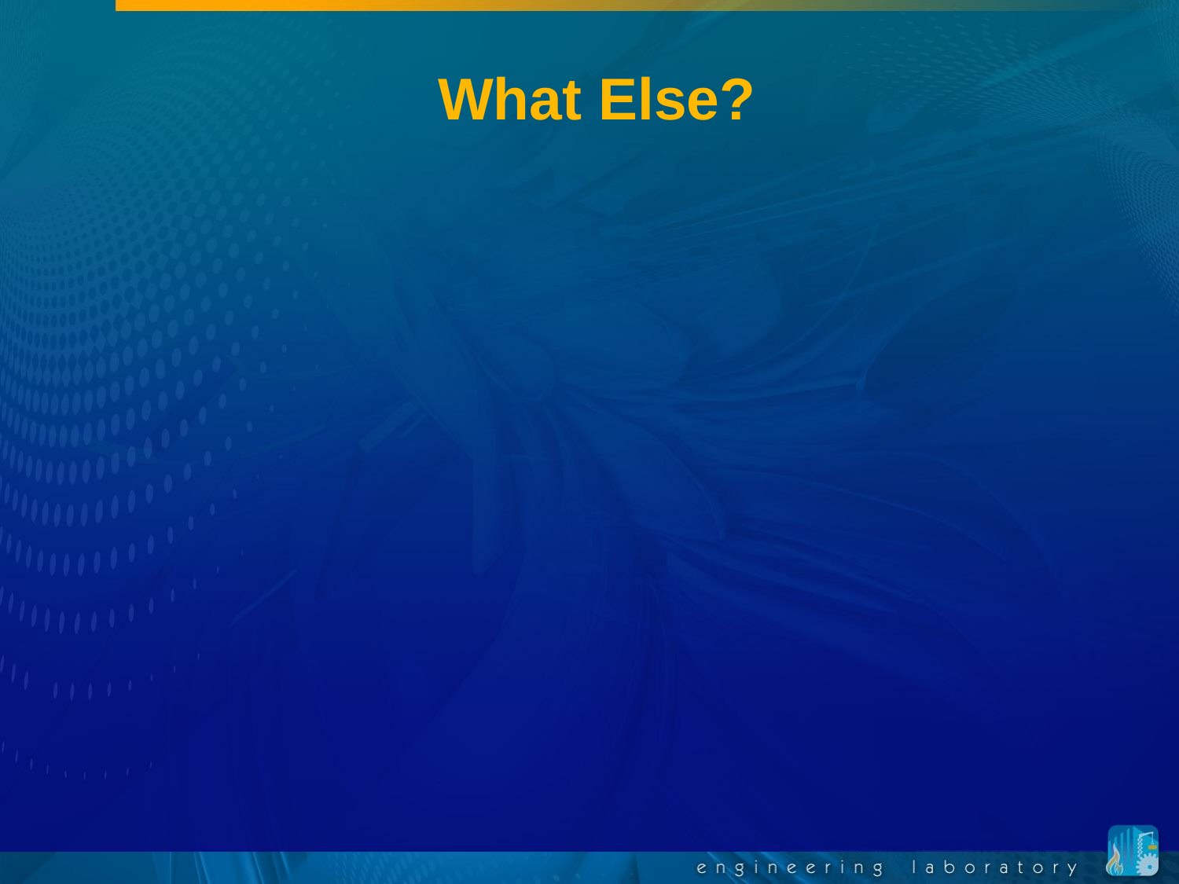# What Else?